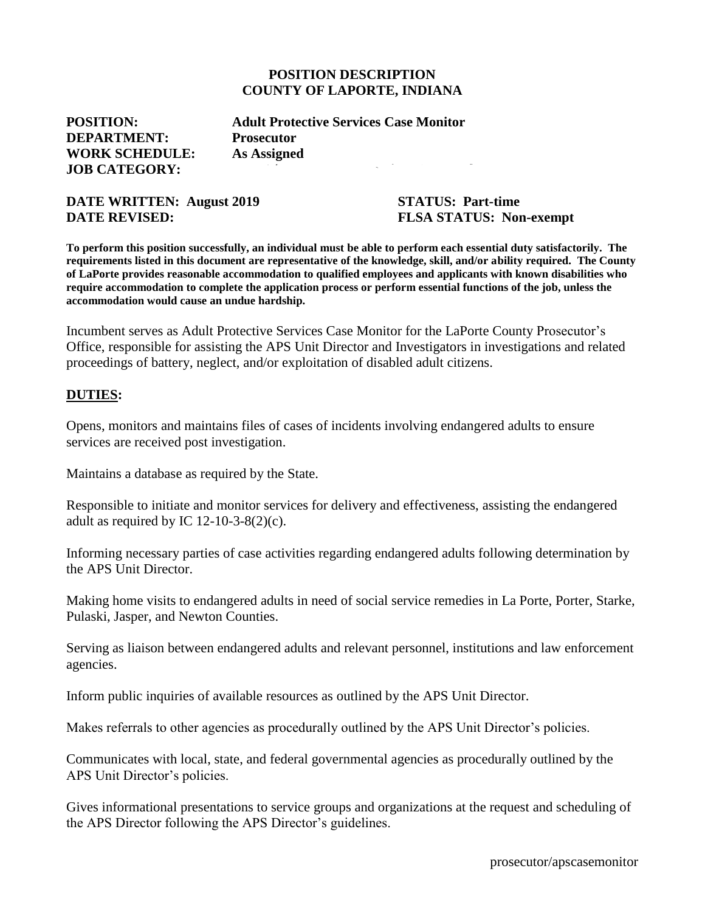**POSITION DESCRIPTION**
**COUNTY OF LAPORTE, INDIANA**

**POSITION:** **Adult Protective Services Case Monitor**
**DEPARTMENT:** **Prosecutor**
**WORK SCHEDULE:** **As Assigned**
**JOB CATEGORY:**

**DATE WRITTEN: August 2019** **STATUS: Part-time**
**DATE REVISED:** **FLSA STATUS: Non-exempt**

**To perform this position successfully, an individual must be able to perform each essential duty satisfactorily. The requirements listed in this document are representative of the knowledge, skill, and/or ability required. The County of LaPorte provides reasonable accommodation to qualified employees and applicants with known disabilities who require accommodation to complete the application process or perform essential functions of the job, unless the accommodation would cause an undue hardship.**

Incumbent serves as Adult Protective Services Case Monitor for the LaPorte County Prosecutor's Office, responsible for assisting the APS Unit Director and Investigators in investigations and related proceedings of battery, neglect, and/or exploitation of disabled adult citizens.

## DUTIES:

Opens, monitors and maintains files of cases of incidents involving endangered adults to ensure services are received post investigation.

Maintains a database as required by the State.

Responsible to initiate and monitor services for delivery and effectiveness, assisting the endangered adult as required by IC 12-10-3-8(2)(c).

Informing necessary parties of case activities regarding endangered adults following determination by the APS Unit Director.

Making home visits to endangered adults in need of social service remedies in La Porte, Porter, Starke, Pulaski, Jasper, and Newton Counties.

Serving as liaison between endangered adults and relevant personnel, institutions and law enforcement agencies.

Inform public inquiries of available resources as outlined by the APS Unit Director.

Makes referrals to other agencies as procedurally outlined by the APS Unit Director's policies.

Communicates with local, state, and federal governmental agencies as procedurally outlined by the APS Unit Director's policies.

Gives informational presentations to service groups and organizations at the request and scheduling of the APS Director following the APS Director's guidelines.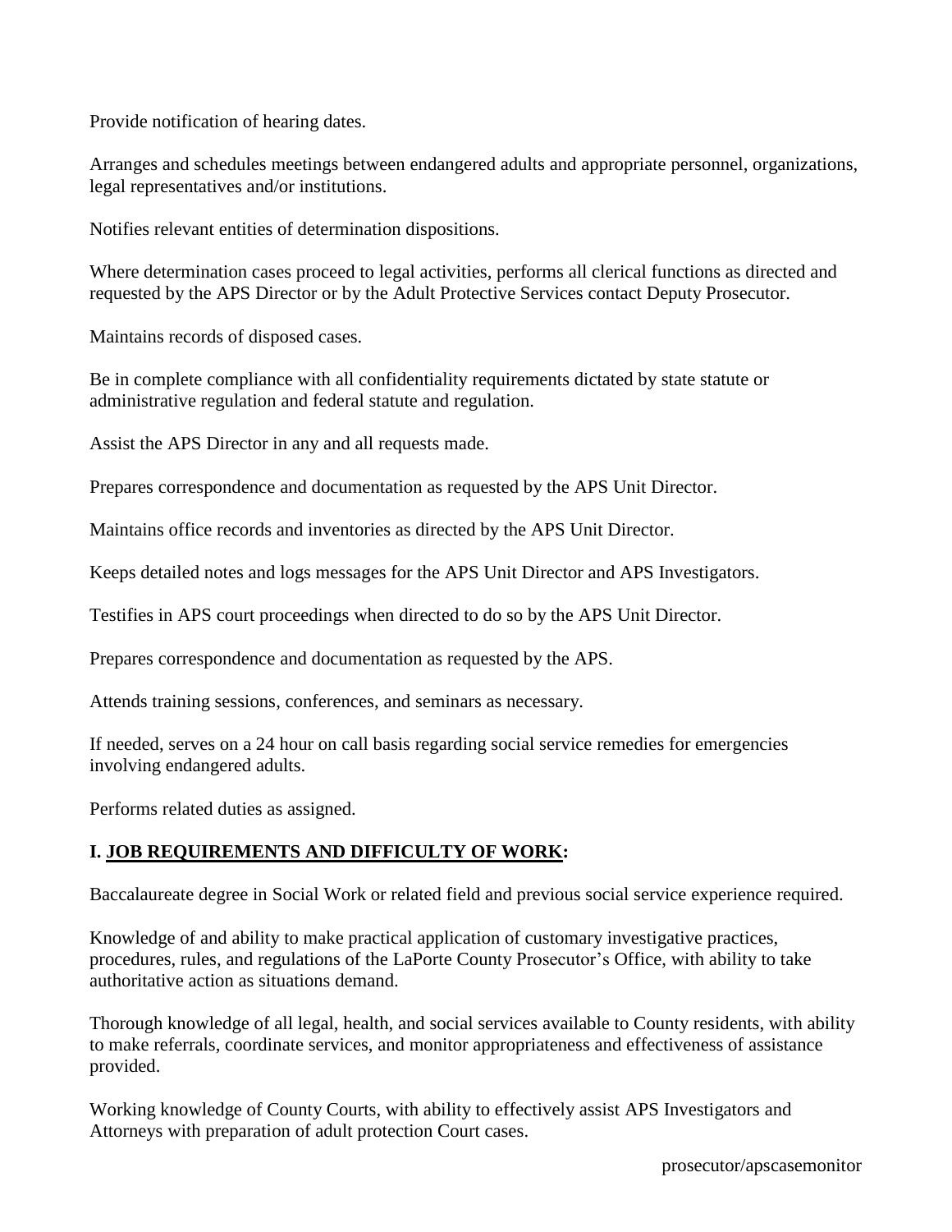Provide notification of hearing dates.

Arranges and schedules meetings between endangered adults and appropriate personnel, organizations, legal representatives and/or institutions.

Notifies relevant entities of determination dispositions.

Where determination cases proceed to legal activities, performs all clerical functions as directed and requested by the APS Director or by the Adult Protective Services contact Deputy Prosecutor.

Maintains records of disposed cases.

Be in complete compliance with all confidentiality requirements dictated by state statute or administrative regulation and federal statute and regulation.

Assist the APS Director in any and all requests made.

Prepares correspondence and documentation as requested by the APS Unit Director.

Maintains office records and inventories as directed by the APS Unit Director.

Keeps detailed notes and logs messages for the APS Unit Director and APS Investigators.

Testifies in APS court proceedings when directed to do so by the APS Unit Director.

Prepares correspondence and documentation as requested by the APS.

Attends training sessions, conferences, and seminars as necessary.

If needed, serves on a 24 hour on call basis regarding social service remedies for emergencies involving endangered adults.

Performs related duties as assigned.

## I. <u>JOB REQUIREMENTS AND DIFFICULTY OF WORK</u>:

Baccalaureate degree in Social Work or related field and previous social service experience required.

Knowledge of and ability to make practical application of customary investigative practices, procedures, rules, and regulations of the LaPorte County Prosecutor's Office, with ability to take authoritative action as situations demand.

Thorough knowledge of all legal, health, and social services available to County residents, with ability to make referrals, coordinate services, and monitor appropriateness and effectiveness of assistance provided.

Working knowledge of County Courts, with ability to effectively assist APS Investigators and Attorneys with preparation of adult protection Court cases.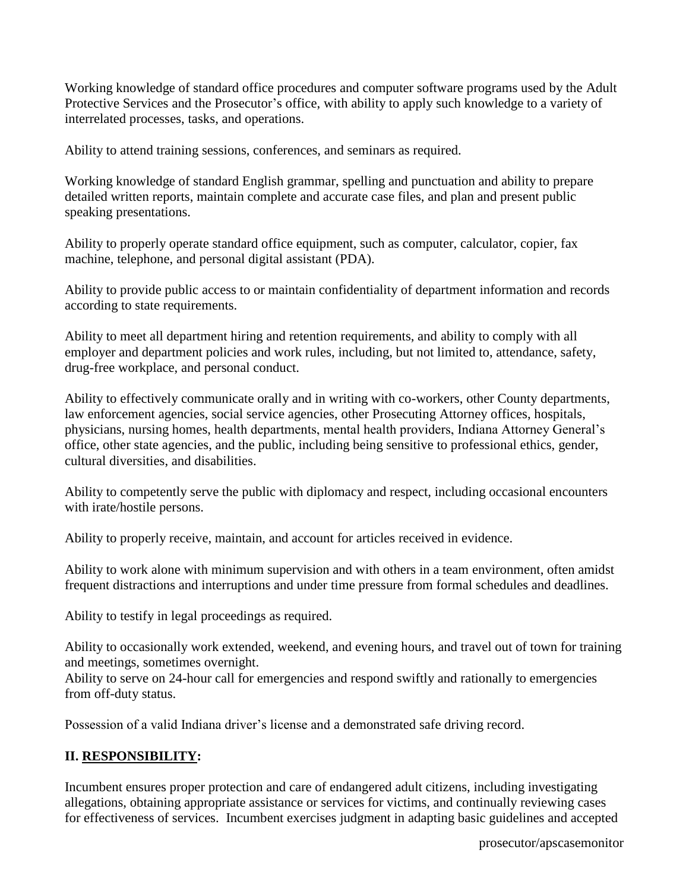Working knowledge of standard office procedures and computer software programs used by the Adult Protective Services and the Prosecutor's office, with ability to apply such knowledge to a variety of interrelated processes, tasks, and operations.

Ability to attend training sessions, conferences, and seminars as required.

Working knowledge of standard English grammar, spelling and punctuation and ability to prepare detailed written reports, maintain complete and accurate case files, and plan and present public speaking presentations.

Ability to properly operate standard office equipment, such as computer, calculator, copier, fax machine, telephone, and personal digital assistant (PDA).

Ability to provide public access to or maintain confidentiality of department information and records according to state requirements.

Ability to meet all department hiring and retention requirements, and ability to comply with all employer and department policies and work rules, including, but not limited to, attendance, safety, drug-free workplace, and personal conduct.

Ability to effectively communicate orally and in writing with co-workers, other County departments, law enforcement agencies, social service agencies, other Prosecuting Attorney offices, hospitals, physicians, nursing homes, health departments, mental health providers, Indiana Attorney General's office, other state agencies, and the public, including being sensitive to professional ethics, gender, cultural diversities, and disabilities.

Ability to competently serve the public with diplomacy and respect, including occasional encounters with irate/hostile persons.

Ability to properly receive, maintain, and account for articles received in evidence.

Ability to work alone with minimum supervision and with others in a team environment, often amidst frequent distractions and interruptions and under time pressure from formal schedules and deadlines.

Ability to testify in legal proceedings as required.

Ability to occasionally work extended, weekend, and evening hours, and travel out of town for training and meetings, sometimes overnight.
Ability to serve on 24-hour call for emergencies and respond swiftly and rationally to emergencies from off-duty status.

Possession of a valid Indiana driver's license and a demonstrated safe driving record.

## II. RESPONSIBILITY:

Incumbent ensures proper protection and care of endangered adult citizens, including investigating allegations, obtaining appropriate assistance or services for victims, and continually reviewing cases for effectiveness of services. Incumbent exercises judgment in adapting basic guidelines and accepted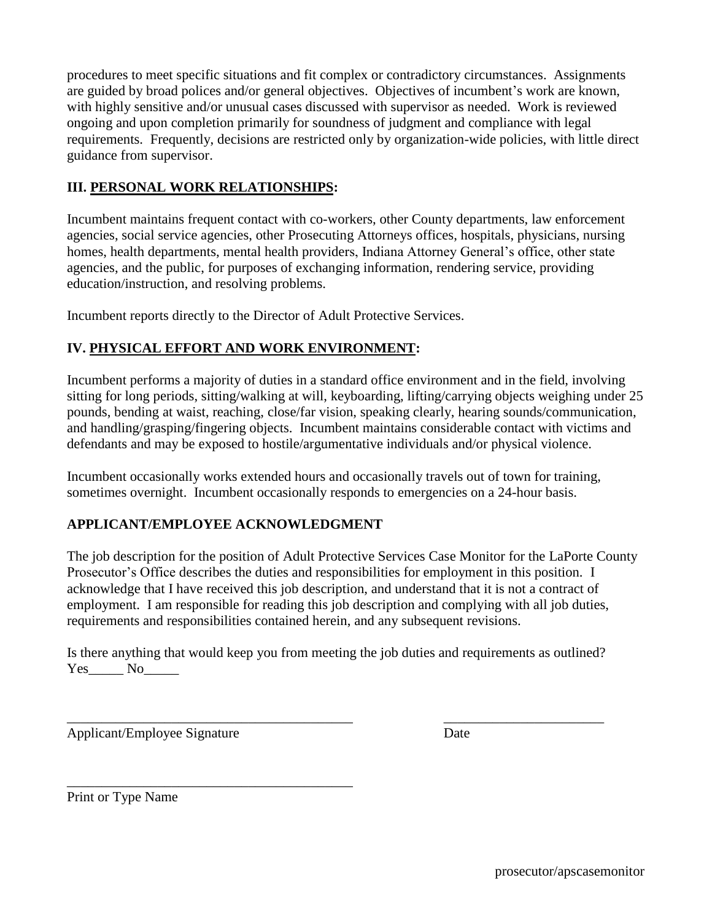procedures to meet specific situations and fit complex or contradictory circumstances. Assignments are guided by broad polices and/or general objectives. Objectives of incumbent's work are known, with highly sensitive and/or unusual cases discussed with supervisor as needed. Work is reviewed ongoing and upon completion primarily for soundness of judgment and compliance with legal requirements. Frequently, decisions are restricted only by organization-wide policies, with little direct guidance from supervisor.

## III. <u>PERSONAL WORK RELATIONSHIPS</u>:

Incumbent maintains frequent contact with co-workers, other County departments, law enforcement agencies, social service agencies, other Prosecuting Attorneys offices, hospitals, physicians, nursing homes, health departments, mental health providers, Indiana Attorney General's office, other state agencies, and the public, for purposes of exchanging information, rendering service, providing education/instruction, and resolving problems.

Incumbent reports directly to the Director of Adult Protective Services.

## IV. <u>PHYSICAL EFFORT AND WORK ENVIRONMENT</u>:

Incumbent performs a majority of duties in a standard office environment and in the field, involving sitting for long periods, sitting/walking at will, keyboarding, lifting/carrying objects weighing under 25 pounds, bending at waist, reaching, close/far vision, speaking clearly, hearing sounds/communication, and handling/grasping/fingering objects. Incumbent maintains considerable contact with victims and defendants and may be exposed to hostile/argumentative individuals and/or physical violence.

Incumbent occasionally works extended hours and occasionally travels out of town for training, sometimes overnight. Incumbent occasionally responds to emergencies on a 24-hour basis.

## APPLICANT/EMPLOYEE ACKNOWLEDGMENT

The job description for the position of Adult Protective Services Case Monitor for the LaPorte County Prosecutor's Office describes the duties and responsibilities for employment in this position. I acknowledge that I have received this job description, and understand that it is not a contract of employment. I am responsible for reading this job description and complying with all job duties, requirements and responsibilities contained herein, and any subsequent revisions.

Is there anything that would keep you from meeting the job duties and requirements as outlined?
Yes_____ No_____

___________________________________________ ________________________
Applicant/Employee Signature Date

___________________________________________
Print or Type Name

prosecutor/apscasemonitor